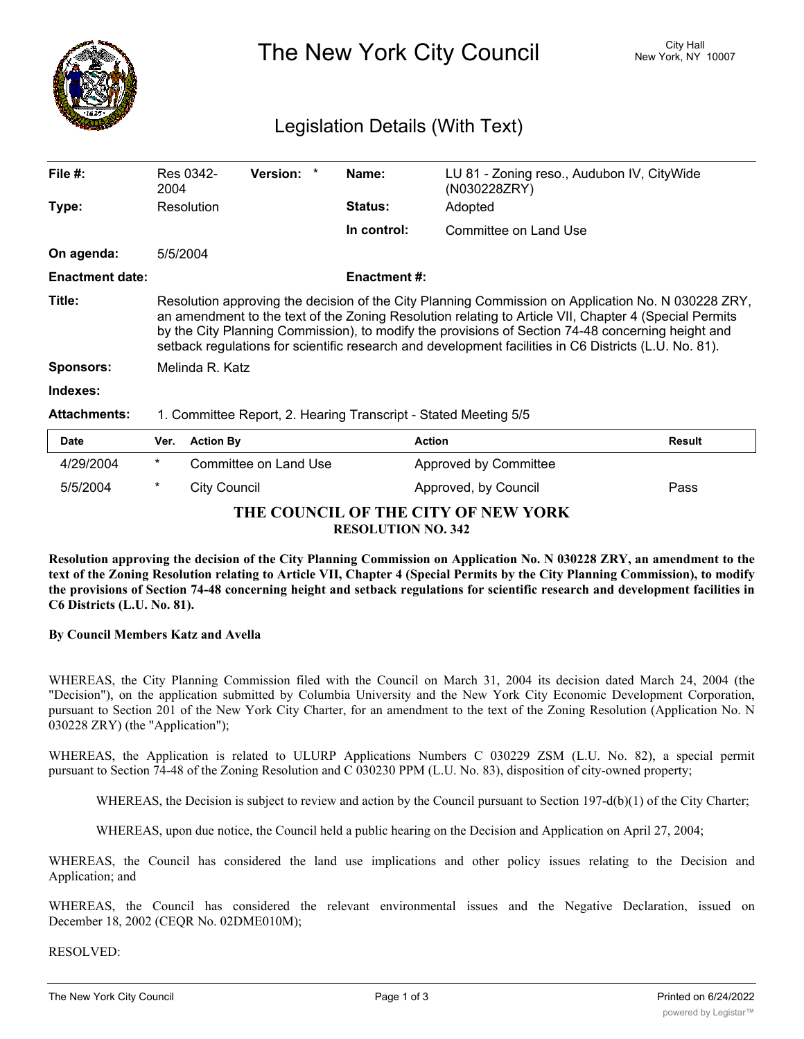# The New York City Council

City Hall
New York, NY 10007

## Legislation Details (With Text)

| | | | |
|---|---|---|---|
| **File #:** | Res 0342-2004 **Version:** * | **Name:** | LU 81 - Zoning reso., Audubon IV, CityWide (N030228ZRY) |
| **Type:** | Resolution | **Status:** | Adopted |
| | | **In control:** | Committee on Land Use |
| **On agenda:** | 5/5/2004 | | |
| **Enactment date:** | | **Enactment #:** | |

**Title:** Resolution approving the decision of the City Planning Commission on Application No. N 030228 ZRY, an amendment to the text of the Zoning Resolution relating to Article VII, Chapter 4 (Special Permits by the City Planning Commission), to modify the provisions of Section 74-48 concerning height and setback regulations for scientific research and development facilities in C6 Districts (L.U. No. 81).

**Sponsors:** Melinda R. Katz

**Indexes:**

**Attachments:** 1. Committee Report, 2. Hearing Transcript - Stated Meeting 5/5

| Date | Ver. | Action By | Action | Result |
|---|---|---|---|---|
| 4/29/2004 | * | Committee on Land Use | Approved by Committee | |
| 5/5/2004 | * | City Council | Approved, by Council | Pass |

**THE COUNCIL OF THE CITY OF NEW YORK**
**RESOLUTION NO. 342**

**Resolution approving the decision of the City Planning Commission on Application No. N 030228 ZRY, an amendment to the text of the Zoning Resolution relating to Article VII, Chapter 4 (Special Permits by the City Planning Commission), to modify the provisions of Section 74-48 concerning height and setback regulations for scientific research and development facilities in C6 Districts (L.U. No. 81).**

**By Council Members Katz and Avella**

WHEREAS, the City Planning Commission filed with the Council on March 31, 2004 its decision dated March 24, 2004 (the "Decision"), on the application submitted by Columbia University and the New York City Economic Development Corporation, pursuant to Section 201 of the New York City Charter, for an amendment to the text of the Zoning Resolution (Application No. N 030228 ZRY) (the "Application");

WHEREAS, the Application is related to ULURP Applications Numbers C 030229 ZSM (L.U. No. 82), a special permit pursuant to Section 74-48 of the Zoning Resolution and C 030230 PPM (L.U. No. 83), disposition of city-owned property;

WHEREAS, the Decision is subject to review and action by the Council pursuant to Section 197-d(b)(1) of the City Charter;

WHEREAS, upon due notice, the Council held a public hearing on the Decision and Application on April 27, 2004;

WHEREAS, the Council has considered the land use implications and other policy issues relating to the Decision and Application; and

WHEREAS, the Council has considered the relevant environmental issues and the Negative Declaration, issued on December 18, 2002 (CEQR No. 02DME010M);

RESOLVED: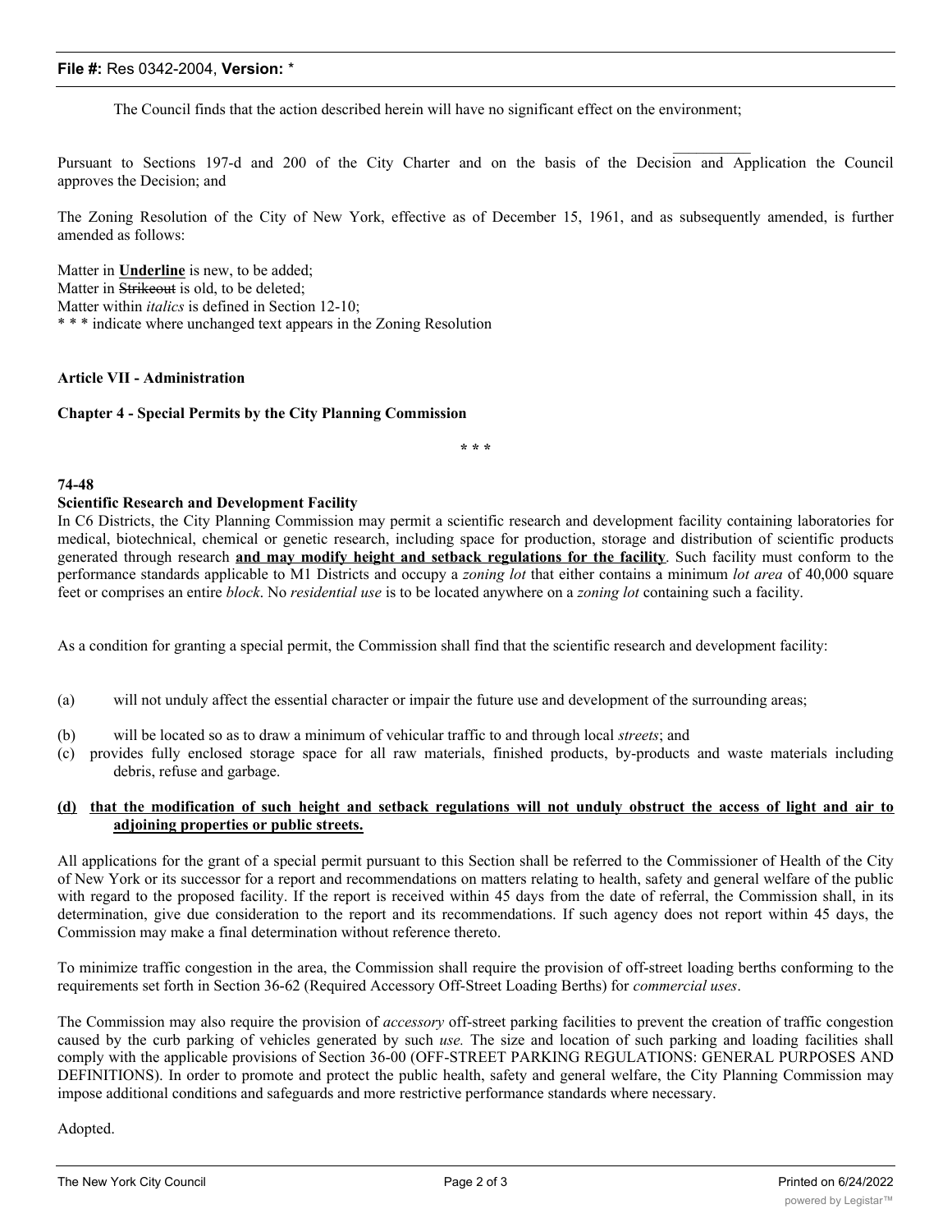The Council finds that the action described herein will have no significant effect on the environment;

Pursuant to Sections 197-d and 200 of the City Charter and on the basis of the Decision and Application the Council approves the Decision; and

The Zoning Resolution of the City of New York, effective as of December 15, 1961, and as subsequently amended, is further amended as follows:

Matter in <u>**Underline**</u> is new, to be added;
Matter in ~~Strikeout~~ is old, to be deleted;
Matter within *italics* is defined in Section 12-10;
* * * indicate where unchanged text appears in the Zoning Resolution

**Article VII - Administration**

**Chapter 4 - Special Permits by the City Planning Commission**

* * *

**74-48**
**Scientific Research and Development Facility**

In C6 Districts, the City Planning Commission may permit a scientific research and development facility containing laboratories for medical, biotechnical, chemical or genetic research, including space for production, storage and distribution of scientific products generated through research <u>**and may modify height and setback regulations for the facility**</u>. Such facility must conform to the performance standards applicable to M1 Districts and occupy a *zoning lot* that either contains a minimum *lot area* of 40,000 square feet or comprises an entire *block*. No *residential use* is to be located anywhere on a *zoning lot* containing such a facility.

As a condition for granting a special permit, the Commission shall find that the scientific research and development facility:

(a) will not unduly affect the essential character or impair the future use and development of the surrounding areas;

(b) will be located so as to draw a minimum of vehicular traffic to and through local *streets*; and

(c) provides fully enclosed storage space for all raw materials, finished products, by-products and waste materials including debris, refuse and garbage.

<u>**(d) that the modification of such height and setback regulations will not unduly obstruct the access of light and air to adjoining properties or public streets.**</u>

All applications for the grant of a special permit pursuant to this Section shall be referred to the Commissioner of Health of the City of New York or its successor for a report and recommendations on matters relating to health, safety and general welfare of the public with regard to the proposed facility. If the report is received within 45 days from the date of referral, the Commission shall, in its determination, give due consideration to the report and its recommendations. If such agency does not report within 45 days, the Commission may make a final determination without reference thereto.

To minimize traffic congestion in the area, the Commission shall require the provision of off-street loading berths conforming to the requirements set forth in Section 36-62 (Required Accessory Off-Street Loading Berths) for *commercial uses*.

The Commission may also require the provision of *accessory* off-street parking facilities to prevent the creation of traffic congestion caused by the curb parking of vehicles generated by such *use.* The size and location of such parking and loading facilities shall comply with the applicable provisions of Section 36-00 (OFF-STREET PARKING REGULATIONS: GENERAL PURPOSES AND DEFINITIONS). In order to promote and protect the public health, safety and general welfare, the City Planning Commission may impose additional conditions and safeguards and more restrictive performance standards where necessary.

Adopted.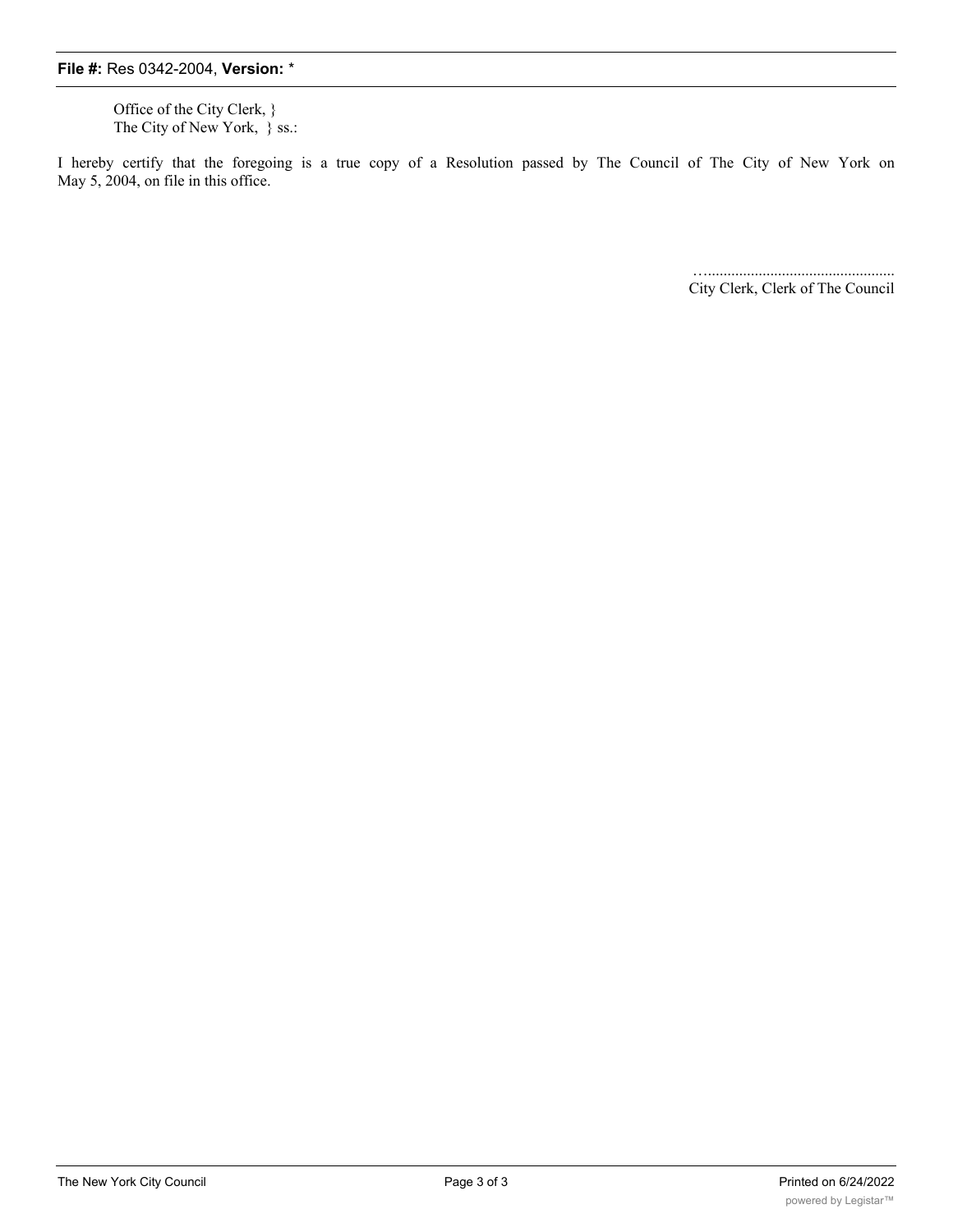Office of the City Clerk, }
The City of New York, } ss.:

I hereby certify that the foregoing is a true copy of a Resolution passed by The Council of The City of New York on May 5, 2004, on file in this office.

…..............................................
City Clerk, Clerk of The Council